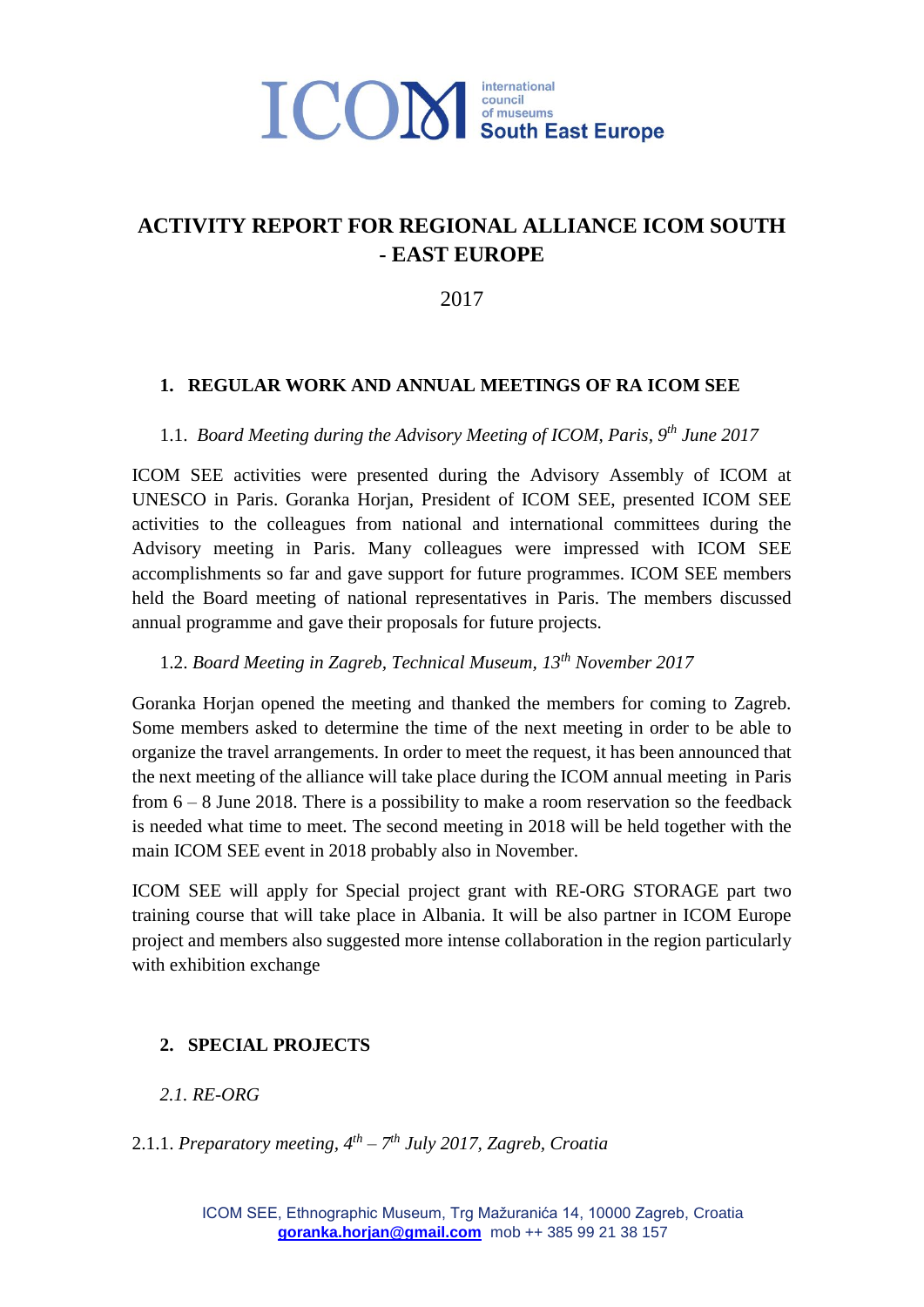# ACTIVITY REPORT FOR REGIONAL ALLIANCE ICOM SOUTH - EAST EUROPE

2017

## 1. REGULAR WORK AND ANNUAL MEETINGS OF RA ICOM SEE

### 1.1. *Board Meeting during the Advisory Meeting of ICOM, Paris, 9th June 2017*

ICOM SEE activities were presented during the Advisory Assembly of ICOM at UNESCO in Paris. Goranka Horjan, President of ICOM SEE, presented ICOM SEE activities to the colleagues from national and international committees during the Advisory meeting in Paris. Many colleagues were impressed with ICOM SEE accomplishments so far and gave support for future programmes. ICOM SEE members held the Board meeting of national representatives in Paris. The members discussed annual programme and gave their proposals for future projects.

### 1.2. *Board Meeting in Zagreb, Technical Museum, 13th November 2017*

Goranka Horjan opened the meeting and thanked the members for coming to Zagreb. Some members asked to determine the time of the next meeting in order to be able to organize the travel arrangements. In order to meet the request, it has been announced that the next meeting of the alliance will take place during the ICOM annual meeting in Paris from 6 – 8 June 2018. There is a possibility to make a room reservation so the feedback is needed what time to meet. The second meeting in 2018 will be held together with the main ICOM SEE event in 2018 probably also in November.

ICOM SEE will apply for Special project grant with RE-ORG STORAGE part two training course that will take place in Albania. It will be also partner in ICOM Europe project and members also suggested more intense collaboration in the region particularly with exhibition exchange

## 2. SPECIAL PROJECTS

### *2.1. RE-ORG*

#### 2.1.1. *Preparatory meeting, 4th – 7th July 2017, Zagreb, Croatia*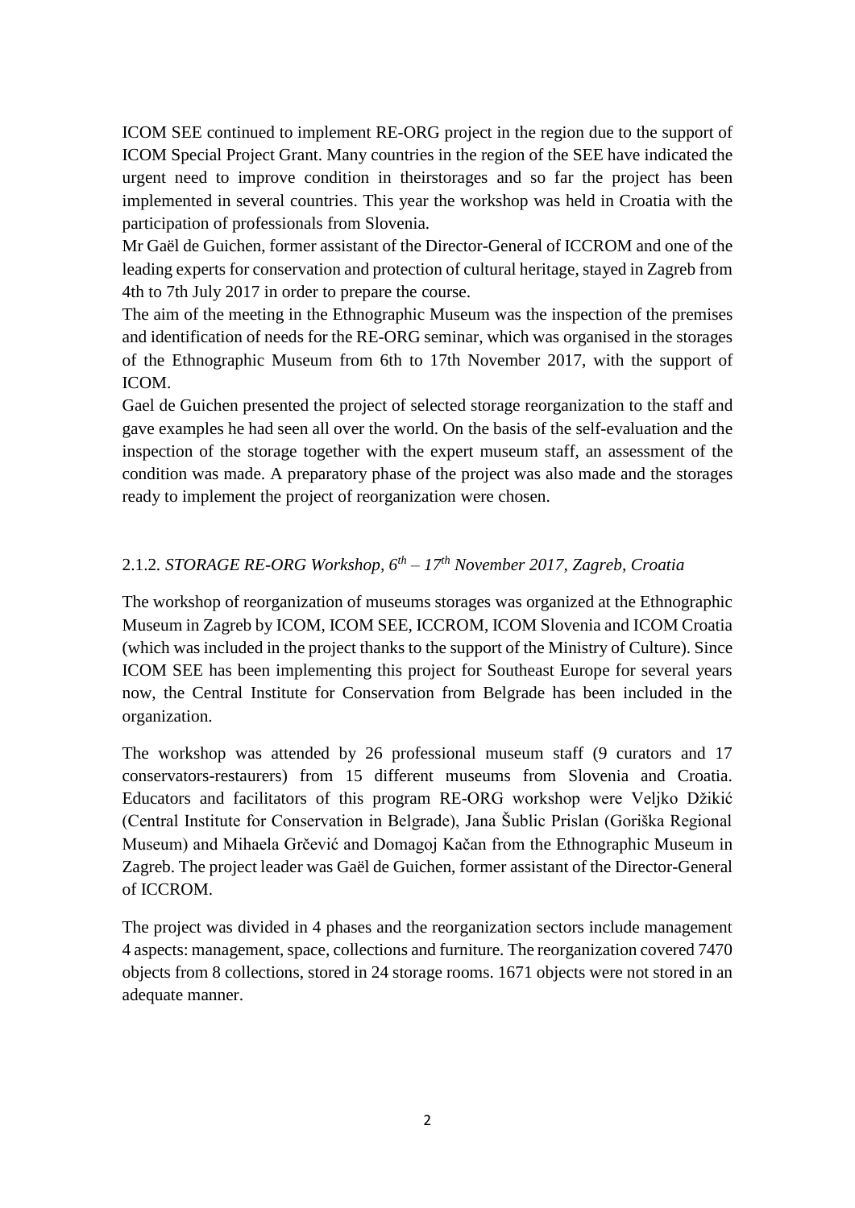ICOM SEE continued to implement RE-ORG project in the region due to the support of ICOM Special Project Grant. Many countries in the region of the SEE have indicated the urgent need to improve condition in theirstorages and so far the project has been implemented in several countries. This year the workshop was held in Croatia with the participation of professionals from Slovenia.

Mr Gaël de Guichen, former assistant of the Director-General of ICCROM and one of the leading experts for conservation and protection of cultural heritage, stayed in Zagreb from 4th to 7th July 2017 in order to prepare the course.

The aim of the meeting in the Ethnographic Museum was the inspection of the premises and identification of needs for the RE-ORG seminar, which was organised in the storages of the Ethnographic Museum from 6th to 17th November 2017, with the support of ICOM.

Gael de Guichen presented the project of selected storage reorganization to the staff and gave examples he had seen all over the world. On the basis of the self-evaluation and the inspection of the storage together with the expert museum staff, an assessment of the condition was made. A preparatory phase of the project was also made and the storages ready to implement the project of reorganization were chosen.

### 2.1.2. *STORAGE RE-ORG Workshop, 6th – 17th November 2017, Zagreb, Croatia*

The workshop of reorganization of museums storages was organized at the Ethnographic Museum in Zagreb by ICOM, ICOM SEE, ICCROM, ICOM Slovenia and ICOM Croatia (which was included in the project thanks to the support of the Ministry of Culture). Since ICOM SEE has been implementing this project for Southeast Europe for several years now, the Central Institute for Conservation from Belgrade has been included in the organization.

The workshop was attended by 26 professional museum staff (9 curators and 17 conservators-restaurers) from 15 different museums from Slovenia and Croatia. Educators and facilitators of this program RE-ORG workshop were Veljko Džikić (Central Institute for Conservation in Belgrade), Jana Šublic Prislan (Goriška Regional Museum) and Mihaela Grčević and Domagoj Kačan from the Ethnographic Museum in Zagreb. The project leader was Gaël de Guichen, former assistant of the Director-General of ICCROM.

The project was divided in 4 phases and the reorganization sectors include management 4 aspects: management, space, collections and furniture. The reorganization covered 7470 objects from 8 collections, stored in 24 storage rooms. 1671 objects were not stored in an adequate manner.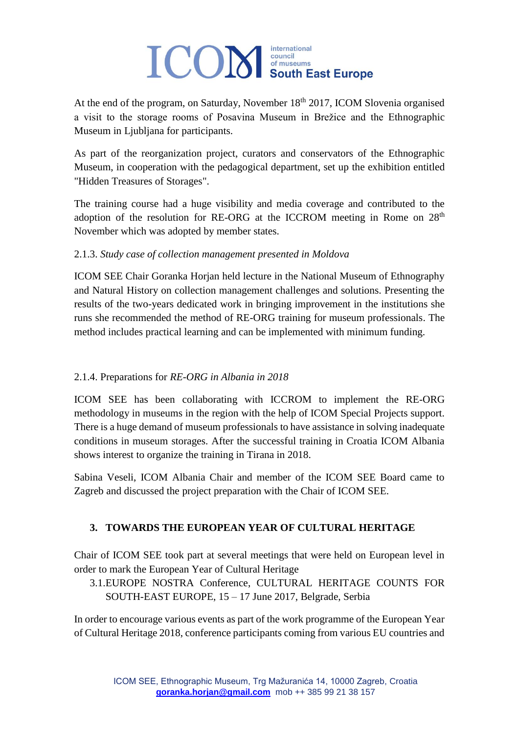At the end of the program, on Saturday, November 18th 2017, ICOM Slovenia organised a visit to the storage rooms of Posavina Museum in Brežice and the Ethnographic Museum in Ljubljana for participants.

As part of the reorganization project, curators and conservators of the Ethnographic Museum, in cooperation with the pedagogical department, set up the exhibition entitled "Hidden Treasures of Storages".

The training course had a huge visibility and media coverage and contributed to the adoption of the resolution for RE-ORG at the ICCROM meeting in Rome on 28th November which was adopted by member states.

### 2.1.3. *Study case of collection management presented in Moldova*

ICOM SEE Chair Goranka Horjan held lecture in the National Museum of Ethnography and Natural History on collection management challenges and solutions. Presenting the results of the two-years dedicated work in bringing improvement in the institutions she runs she recommended the method of RE-ORG training for museum professionals. The method includes practical learning and can be implemented with minimum funding.

### 2.1.4. Preparations for *RE-ORG in Albania in 2018*

ICOM SEE has been collaborating with ICCROM to implement the RE-ORG methodology in museums in the region with the help of ICOM Special Projects support. There is a huge demand of museum professionals to have assistance in solving inadequate conditions in museum storages. After the successful training in Croatia ICOM Albania shows interest to organize the training in Tirana in 2018.

Sabina Veseli, ICOM Albania Chair and member of the ICOM SEE Board came to Zagreb and discussed the project preparation with the Chair of ICOM SEE.

## 3. TOWARDS THE EUROPEAN YEAR OF CULTURAL HERITAGE

Chair of ICOM SEE took part at several meetings that were held on European level in order to mark the European Year of Cultural Heritage

### 3.1. EUROPE NOSTRA Conference, CULTURAL HERITAGE COUNTS FOR SOUTH-EAST EUROPE, 15 – 17 June 2017, Belgrade, Serbia

In order to encourage various events as part of the work programme of the European Year of Cultural Heritage 2018, conference participants coming from various EU countries and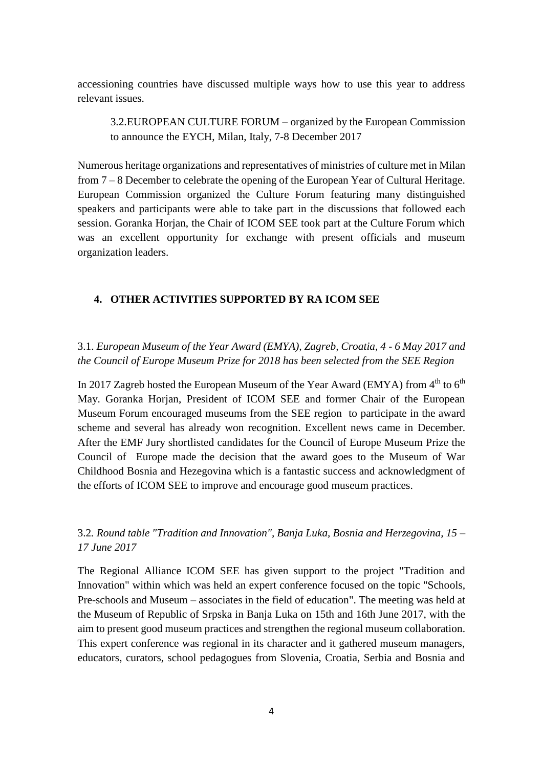accessioning countries have discussed multiple ways how to use this year to address relevant issues.

3.2.EUROPEAN CULTURE FORUM – organized by the European Commission to announce the EYCH, Milan, Italy, 7-8 December 2017

Numerous heritage organizations and representatives of ministries of culture met in Milan from 7 – 8 December to celebrate the opening of the European Year of Cultural Heritage. European Commission organized the Culture Forum featuring many distinguished speakers and participants were able to take part in the discussions that followed each session. Goranka Horjan, the Chair of ICOM SEE took part at the Culture Forum which was an excellent opportunity for exchange with present officials and museum organization leaders.

## 4. OTHER ACTIVITIES SUPPORTED BY RA ICOM SEE

3.1. *European Museum of the Year Award (EMYA), Zagreb, Croatia, 4 - 6 May 2017 and the Council of Europe Museum Prize for 2018 has been selected from the SEE Region*

In 2017 Zagreb hosted the European Museum of the Year Award (EMYA) from 4th to 6th May. Goranka Horjan, President of ICOM SEE and former Chair of the European Museum Forum encouraged museums from the SEE region to participate in the award scheme and several has already won recognition. Excellent news came in December. After the EMF Jury shortlisted candidates for the Council of Europe Museum Prize the Council of Europe made the decision that the award goes to the Museum of War Childhood Bosnia and Hezegovina which is a fantastic success and acknowledgment of the efforts of ICOM SEE to improve and encourage good museum practices.

3.2. *Round table "Tradition and Innovation", Banja Luka, Bosnia and Herzegovina, 15 – 17 June 2017*

The Regional Alliance ICOM SEE has given support to the project "Tradition and Innovation" within which was held an expert conference focused on the topic "Schools, Pre-schools and Museum – associates in the field of education". The meeting was held at the Museum of Republic of Srpska in Banja Luka on 15th and 16th June 2017, with the aim to present good museum practices and strengthen the regional museum collaboration. This expert conference was regional in its character and it gathered museum managers, educators, curators, school pedagogues from Slovenia, Croatia, Serbia and Bosnia and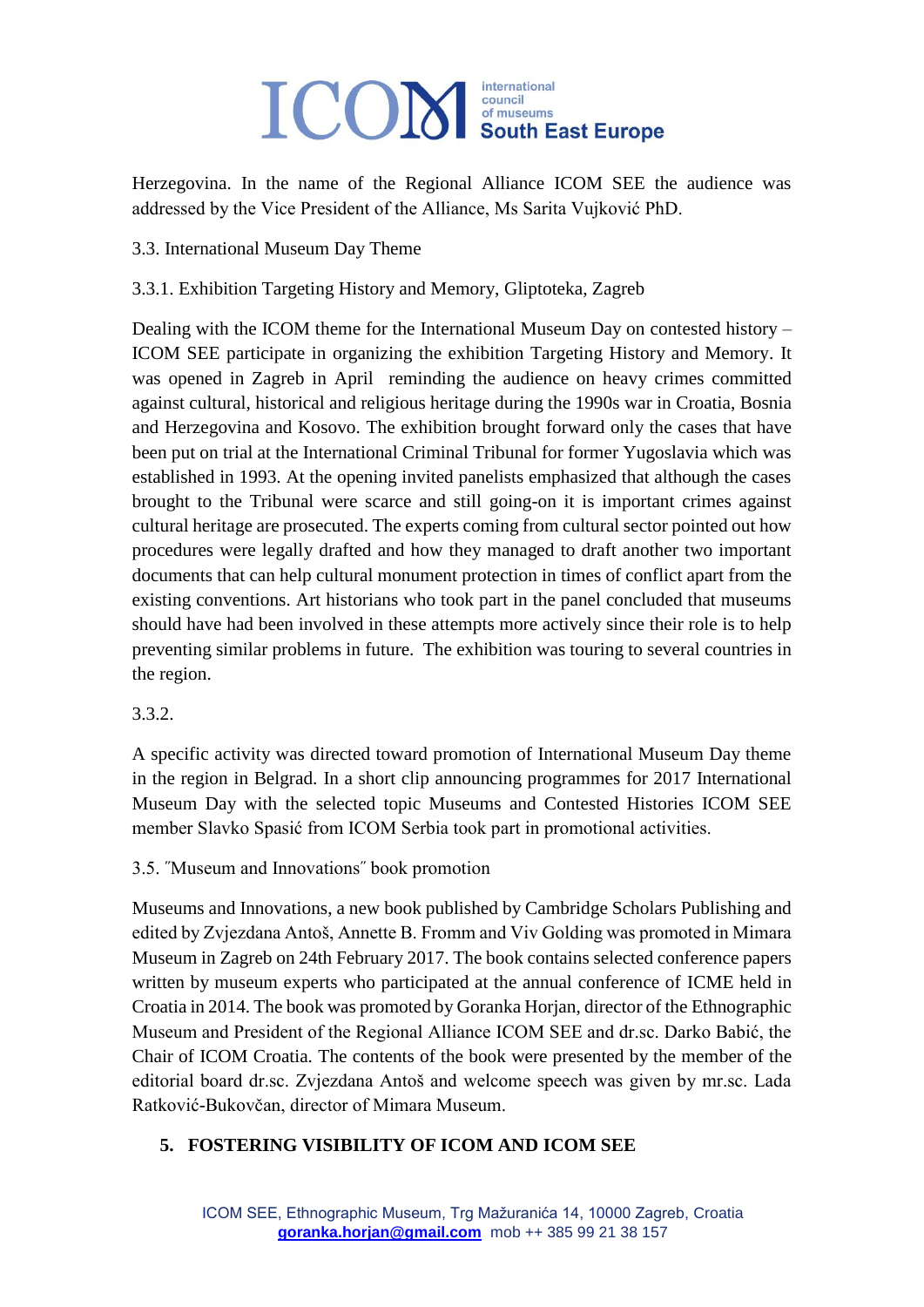Herzegovina. In the name of the Regional Alliance ICOM SEE the audience was addressed by the Vice President of the Alliance, Ms Sarita Vujković PhD.

### 3.3. International Museum Day Theme

#### 3.3.1. Exhibition Targeting History and Memory, Gliptoteka, Zagreb

Dealing with the ICOM theme for the International Museum Day on contested history – ICOM SEE participate in organizing the exhibition Targeting History and Memory. It was opened in Zagreb in April reminding the audience on heavy crimes committed against cultural, historical and religious heritage during the 1990s war in Croatia, Bosnia and Herzegovina and Kosovo. The exhibition brought forward only the cases that have been put on trial at the International Criminal Tribunal for former Yugoslavia which was established in 1993. At the opening invited panelists emphasized that although the cases brought to the Tribunal were scarce and still going-on it is important crimes against cultural heritage are prosecuted. The experts coming from cultural sector pointed out how procedures were legally drafted and how they managed to draft another two important documents that can help cultural monument protection in times of conflict apart from the existing conventions. Art historians who took part in the panel concluded that museums should have had been involved in these attempts more actively since their role is to help preventing similar problems in future. The exhibition was touring to several countries in the region.

#### 3.3.2.

A specific activity was directed toward promotion of International Museum Day theme in the region in Belgrad. In a short clip announcing programmes for 2017 International Museum Day with the selected topic Museums and Contested Histories ICOM SEE member Slavko Spasić from ICOM Serbia took part in promotional activities.

### 3.5. ˝Museum and Innovations˝ book promotion

Museums and Innovations, a new book published by Cambridge Scholars Publishing and edited by Zvjezdana Antoš, Annette B. Fromm and Viv Golding was promoted in Mimara Museum in Zagreb on 24th February 2017. The book contains selected conference papers written by museum experts who participated at the annual conference of ICME held in Croatia in 2014. The book was promoted by Goranka Horjan, director of the Ethnographic Museum and President of the Regional Alliance ICOM SEE and dr.sc. Darko Babić, the Chair of ICOM Croatia. The contents of the book were presented by the member of the editorial board dr.sc. Zvjezdana Antoš and welcome speech was given by mr.sc. Lada Ratković-Bukovčan, director of Mimara Museum.

## 5. FOSTERING VISIBILITY OF ICOM AND ICOM SEE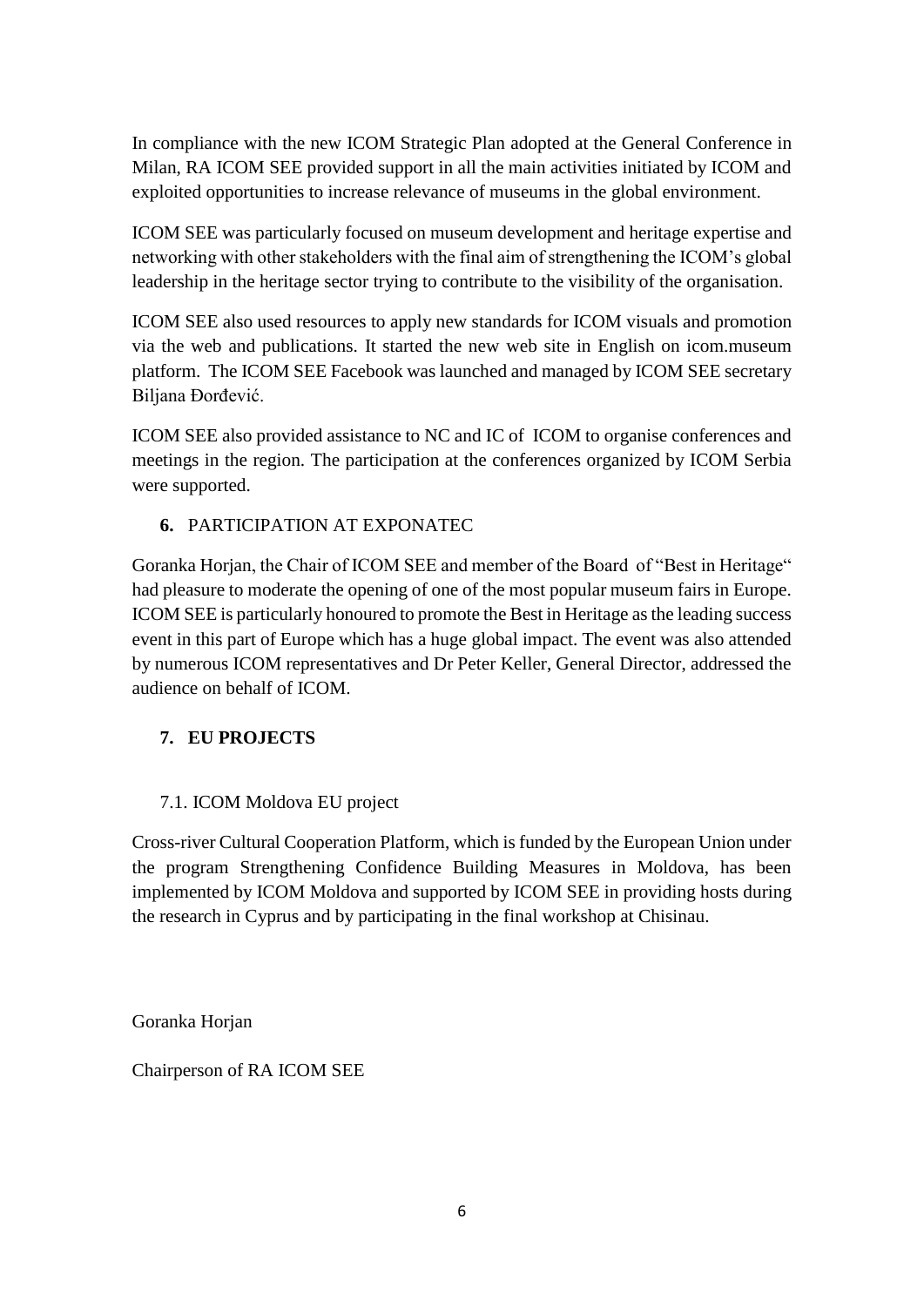In compliance with the new ICOM Strategic Plan adopted at the General Conference in Milan, RA ICOM SEE provided support in all the main activities initiated by ICOM and exploited opportunities to increase relevance of museums in the global environment.

ICOM SEE was particularly focused on museum development and heritage expertise and networking with other stakeholders with the final aim of strengthening the ICOM's global leadership in the heritage sector trying to contribute to the visibility of the organisation.

ICOM SEE also used resources to apply new standards for ICOM visuals and promotion via the web and publications. It started the new web site in English on icom.museum platform. The ICOM SEE Facebook was launched and managed by ICOM SEE secretary Biljana Đorđević.

ICOM SEE also provided assistance to NC and IC of ICOM to organise conferences and meetings in the region. The participation at the conferences organized by ICOM Serbia were supported.

**6.** PARTICIPATION AT EXPONATEC

Goranka Horjan, the Chair of ICOM SEE and member of the Board of "Best in Heritage" had pleasure to moderate the opening of one of the most popular museum fairs in Europe. ICOM SEE is particularly honoured to promote the Best in Heritage as the leading success event in this part of Europe which has a huge global impact. The event was also attended by numerous ICOM representatives and Dr Peter Keller, General Director, addressed the audience on behalf of ICOM.

## 7. EU PROJECTS

### 7.1. ICOM Moldova EU project

Cross-river Cultural Cooperation Platform, which is funded by the European Union under the program Strengthening Confidence Building Measures in Moldova, has been implemented by ICOM Moldova and supported by ICOM SEE in providing hosts during the research in Cyprus and by participating in the final workshop at Chisinau.

Goranka Horjan

Chairperson of RA ICOM SEE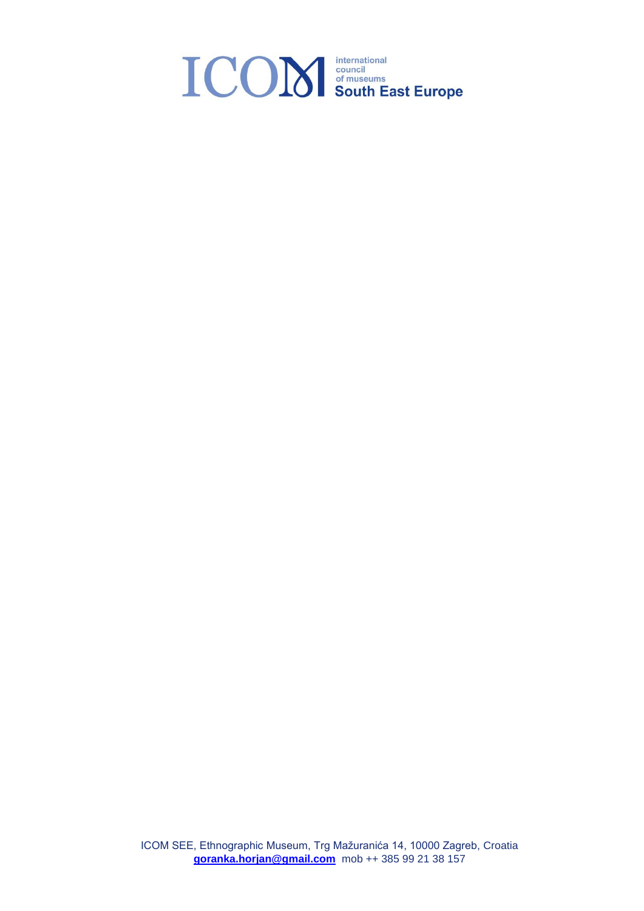ICOM international council of museums **South East Europe**

ICOM SEE, Ethnographic Museum, Trg Mažuranića 14, 10000 Zagreb, Croatia
**goranka.horjan@gmail.com** mob ++ 385 99 21 38 157